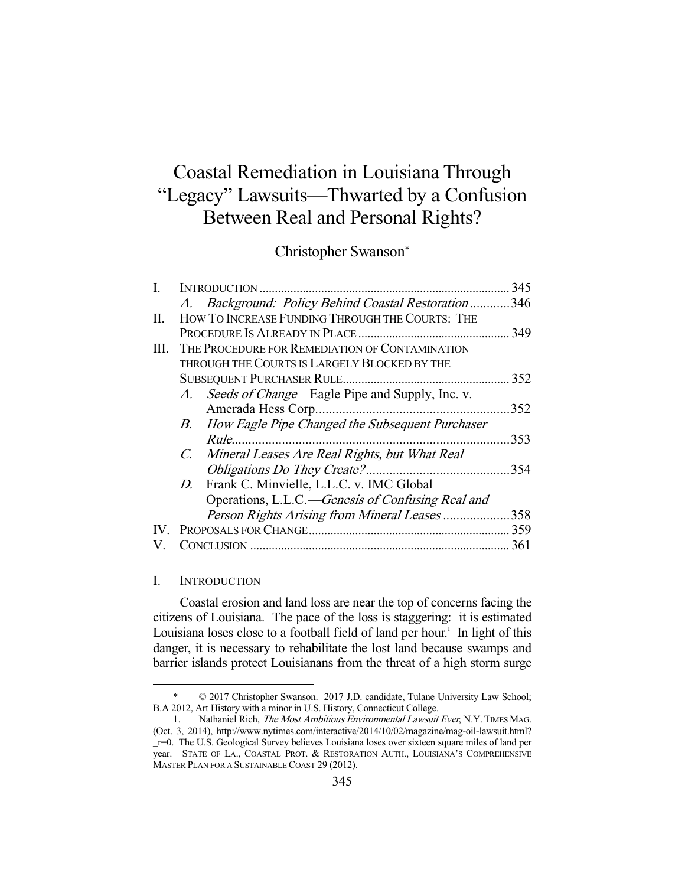# Coastal Remediation in Louisiana Through "Legacy" Lawsuits—Thwarted by a Confusion Between Real and Personal Rights?

Christopher Swanson*

| | | |
|---|---|---|
| I. | INTRODUCTION | 345 |
| | *A. Background: Policy Behind Coastal Restoration* | 346 |
| II. | HOW TO INCREASE FUNDING THROUGH THE COURTS: THE PROCEDURE IS ALREADY IN PLACE | 349 |
| III. | THE PROCEDURE FOR REMEDIATION OF CONTAMINATION THROUGH THE COURTS IS LARGELY BLOCKED BY THE SUBSEQUENT PURCHASER RULE | 352 |
| | *A. Seeds of Change*—Eagle Pipe and Supply, Inc. v. Amerada Hess Corp. | 352 |
| | *B. How Eagle Pipe Changed the Subsequent Purchaser Rule* | 353 |
| | *C. Mineral Leases Are Real Rights, but What Real Obligations Do They Create?* | 354 |
| | *D.* Frank C. Minvielle, L.L.C. v. IMC Global Operations, L.L.C.—*Genesis of Confusing Real and Person Rights Arising from Mineral Leases* | 358 |
| IV. | PROPOSALS FOR CHANGE | 359 |
| V. | CONCLUSION | 361 |

## I. INTRODUCTION

Coastal erosion and land loss are near the top of concerns facing the citizens of Louisiana. The pace of the loss is staggering: it is estimated Louisiana loses close to a football field of land per hour.[1] In light of this danger, it is necessary to rehabilitate the lost land because swamps and barrier islands protect Louisianans from the threat of a high storm surge

---

\* © 2017 Christopher Swanson. 2017 J.D. candidate, Tulane University Law School; B.A 2012, Art History with a minor in U.S. History, Connecticut College.

1. Nathaniel Rich, *The Most Ambitious Environmental Lawsuit Ever*, N.Y. TIMES MAG. (Oct. 3, 2014), http://www.nytimes.com/interactive/2014/10/02/magazine/mag-oil-lawsuit.html?_r=0. The U.S. Geological Survey believes Louisiana loses over sixteen square miles of land per year. STATE OF LA., COASTAL PROT. & RESTORATION AUTH., LOUISIANA'S COMPREHENSIVE MASTER PLAN FOR A SUSTAINABLE COAST 29 (2012).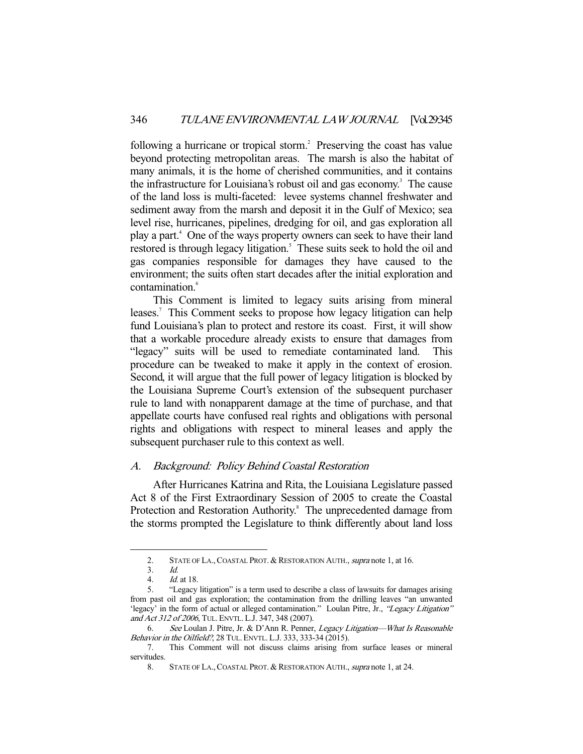following a hurricane or tropical storm.[2] Preserving the coast has value beyond protecting metropolitan areas. The marsh is also the habitat of many animals, it is the home of cherished communities, and it contains the infrastructure for Louisiana's robust oil and gas economy.[3] The cause of the land loss is multi-faceted: levee systems channel freshwater and sediment away from the marsh and deposit it in the Gulf of Mexico; sea level rise, hurricanes, pipelines, dredging for oil, and gas exploration all play a part.[4] One of the ways property owners can seek to have their land restored is through legacy litigation.[5] These suits seek to hold the oil and gas companies responsible for damages they have caused to the environment; the suits often start decades after the initial exploration and contamination.[6]

This Comment is limited to legacy suits arising from mineral leases.[7] This Comment seeks to propose how legacy litigation can help fund Louisiana's plan to protect and restore its coast. First, it will show that a workable procedure already exists to ensure that damages from "legacy" suits will be used to remediate contaminated land. This procedure can be tweaked to make it apply in the context of erosion. Second, it will argue that the full power of legacy litigation is blocked by the Louisiana Supreme Court's extension of the subsequent purchaser rule to land with nonapparent damage at the time of purchase, and that appellate courts have confused real rights and obligations with personal rights and obligations with respect to mineral leases and apply the subsequent purchaser rule to this context as well.

### *A. Background: Policy Behind Coastal Restoration*

After Hurricanes Katrina and Rita, the Louisiana Legislature passed Act 8 of the First Extraordinary Session of 2005 to create the Coastal Protection and Restoration Authority.[8] The unprecedented damage from the storms prompted the Legislature to think differently about land loss

---

2. STATE OF LA., COASTAL PROT. & RESTORATION AUTH., *supra* note 1, at 16.

3. *Id.*

4. *Id.* at 18.

5. "Legacy litigation" is a term used to describe a class of lawsuits for damages arising from past oil and gas exploration; the contamination from the drilling leaves "an unwanted 'legacy' in the form of actual or alleged contamination." Loulan Pitre, Jr., *"Legacy Litigation" and Act 312 of 2006*, TUL. ENVTL. L.J. 347, 348 (2007).

6. *See* Loulan J. Pitre, Jr. & D'Ann R. Penner, *Legacy Litigation—What Is Reasonable Behavior in the Oilfield?*, 28 TUL. ENVTL. L.J. 333, 333-34 (2015).

7. This Comment will not discuss claims arising from surface leases or mineral servitudes.

8. STATE OF LA., COASTAL PROT. & RESTORATION AUTH., *supra* note 1, at 24.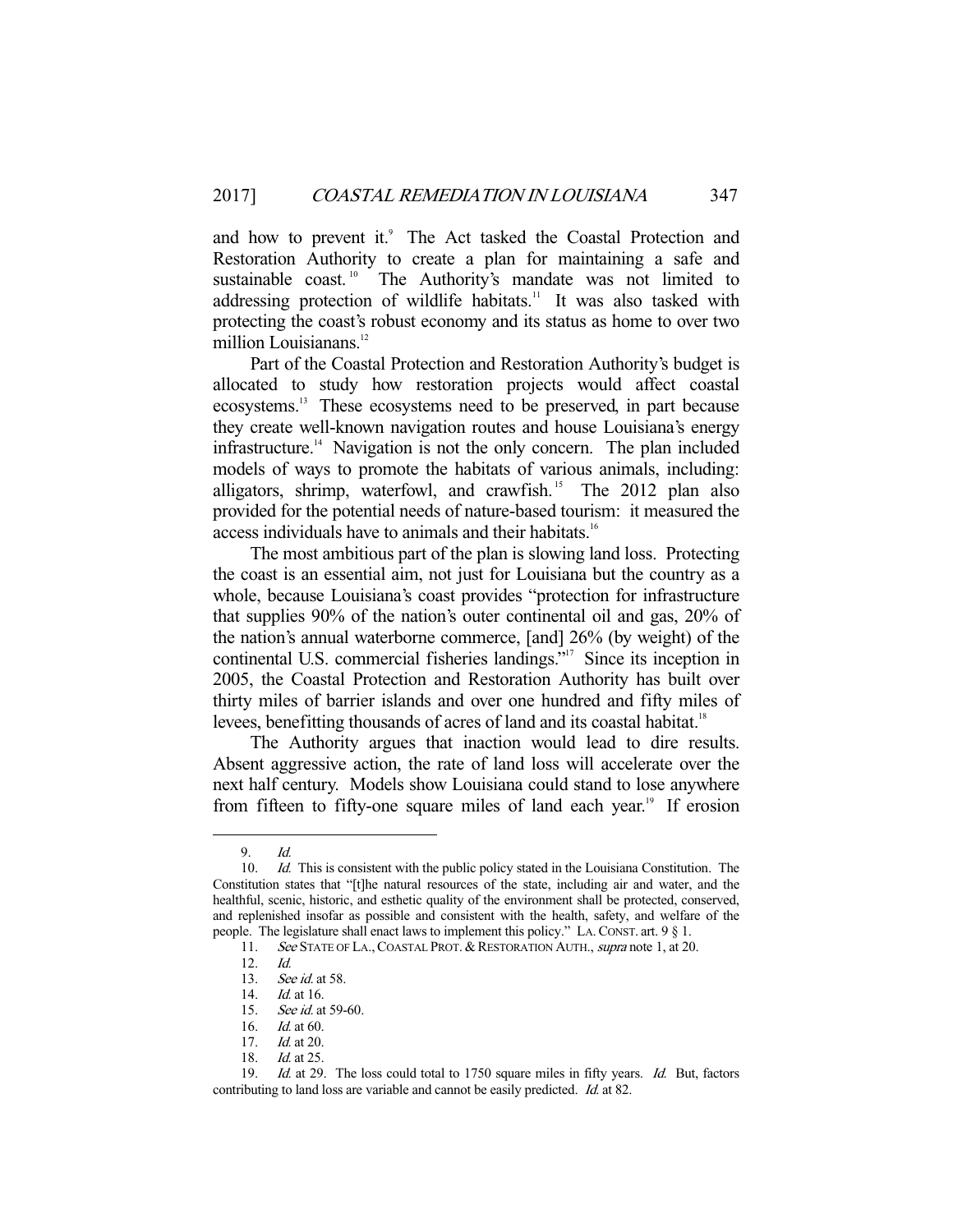and how to prevent it.[9] The Act tasked the Coastal Protection and Restoration Authority to create a plan for maintaining a safe and sustainable coast.[10] The Authority's mandate was not limited to addressing protection of wildlife habitats.[11] It was also tasked with protecting the coast's robust economy and its status as home to over two million Louisianans.[12]

Part of the Coastal Protection and Restoration Authority's budget is allocated to study how restoration projects would affect coastal ecosystems.[13] These ecosystems need to be preserved, in part because they create well-known navigation routes and house Louisiana's energy infrastructure.[14] Navigation is not the only concern. The plan included models of ways to promote the habitats of various animals, including: alligators, shrimp, waterfowl, and crawfish.[15] The 2012 plan also provided for the potential needs of nature-based tourism: it measured the access individuals have to animals and their habitats.[16]

The most ambitious part of the plan is slowing land loss. Protecting the coast is an essential aim, not just for Louisiana but the country as a whole, because Louisiana's coast provides "protection for infrastructure that supplies 90% of the nation's outer continental oil and gas, 20% of the nation's annual waterborne commerce, [and] 26% (by weight) of the continental U.S. commercial fisheries landings."[17] Since its inception in 2005, the Coastal Protection and Restoration Authority has built over thirty miles of barrier islands and over one hundred and fifty miles of levees, benefitting thousands of acres of land and its coastal habitat.[18]

The Authority argues that inaction would lead to dire results. Absent aggressive action, the rate of land loss will accelerate over the next half century. Models show Louisiana could stand to lose anywhere from fifteen to fifty-one square miles of land each year.[19] If erosion

---

9. *Id.*

10. *Id.* This is consistent with the public policy stated in the Louisiana Constitution. The Constitution states that "[t]he natural resources of the state, including air and water, and the healthful, scenic, historic, and esthetic quality of the environment shall be protected, conserved, and replenished insofar as possible and consistent with the health, safety, and welfare of the people. The legislature shall enact laws to implement this policy." LA. CONST. art. 9 § 1.

11. *See* STATE OF LA., COASTAL PROT. & RESTORATION AUTH., *supra* note 1, at 20.

12. *Id.*

13. *See id.* at 58.

14. *Id.* at 16.

15. *See id.* at 59-60.

16. *Id.* at 60.

17. *Id.* at 20.

18. *Id.* at 25.

19. *Id.* at 29. The loss could total to 1750 square miles in fifty years. *Id.* But, factors contributing to land loss are variable and cannot be easily predicted. *Id.* at 82.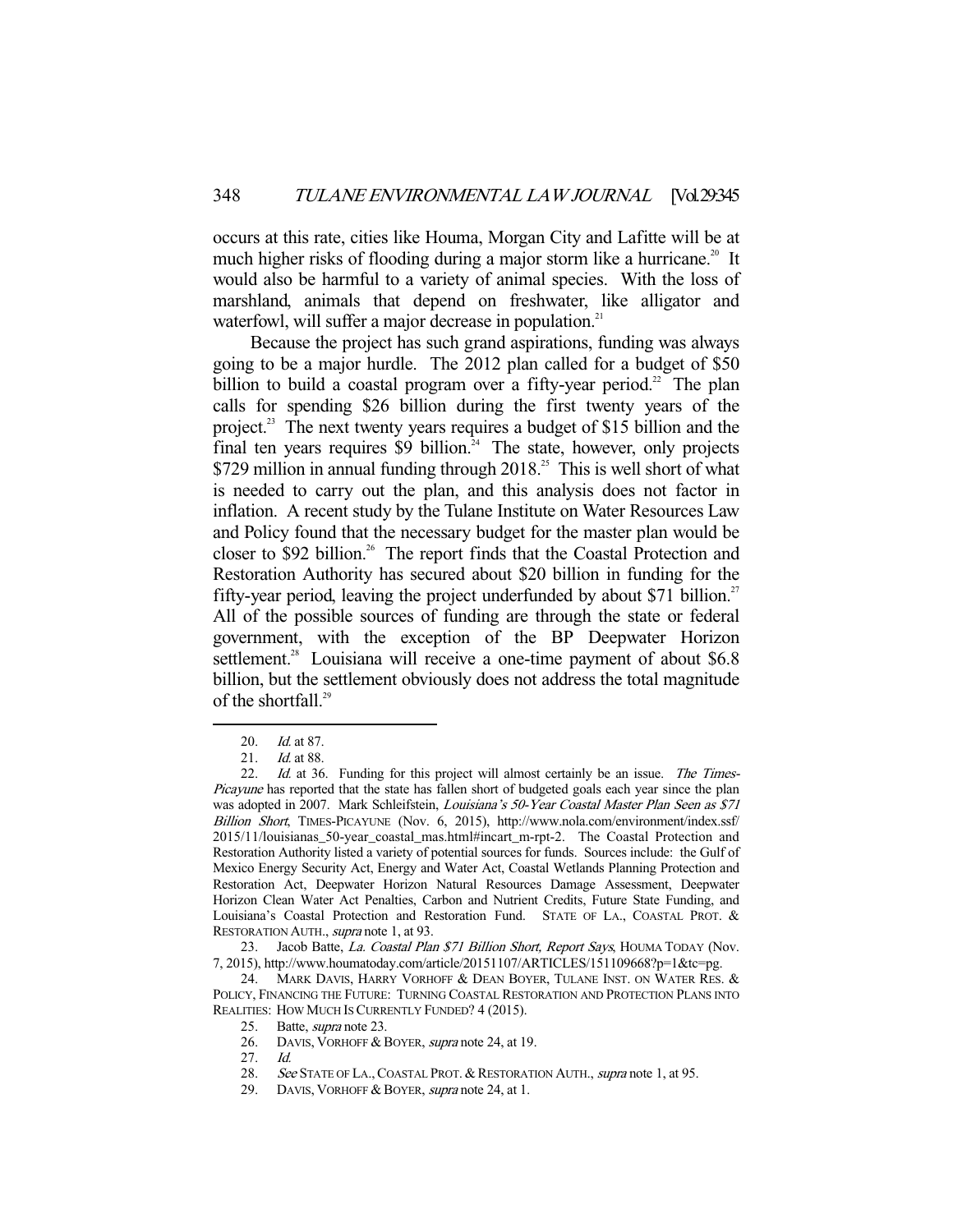occurs at this rate, cities like Houma, Morgan City and Lafitte will be at much higher risks of flooding during a major storm like a hurricane.[20] It would also be harmful to a variety of animal species. With the loss of marshland, animals that depend on freshwater, like alligator and waterfowl, will suffer a major decrease in population.[21]

Because the project has such grand aspirations, funding was always going to be a major hurdle. The 2012 plan called for a budget of $50 billion to build a coastal program over a fifty-year period.[22] The plan calls for spending $26 billion during the first twenty years of the project.[23] The next twenty years requires a budget of $15 billion and the final ten years requires $9 billion.[24] The state, however, only projects $729 million in annual funding through 2018.[25] This is well short of what is needed to carry out the plan, and this analysis does not factor in inflation. A recent study by the Tulane Institute on Water Resources Law and Policy found that the necessary budget for the master plan would be closer to $92 billion.[26] The report finds that the Coastal Protection and Restoration Authority has secured about $20 billion in funding for the fifty-year period, leaving the project underfunded by about $71 billion.[27] All of the possible sources of funding are through the state or federal government, with the exception of the BP Deepwater Horizon settlement.[28] Louisiana will receive a one-time payment of about $6.8 billion, but the settlement obviously does not address the total magnitude of the shortfall.[29]

---

20. *Id.* at 87.
21. *Id.* at 88.
22. *Id.* at 36. Funding for this project will almost certainly be an issue. *The Times-Picayune* has reported that the state has fallen short of budgeted goals each year since the plan was adopted in 2007. Mark Schleifstein, *Louisiana's 50-Year Coastal Master Plan Seen as $71 Billion Short*, TIMES-PICAYUNE (Nov. 6, 2015), http://www.nola.com/environment/index.ssf/2015/11/louisianas_50-year_coastal_mas.html#incart_m-rpt-2. The Coastal Protection and Restoration Authority listed a variety of potential sources for funds. Sources include: the Gulf of Mexico Energy Security Act, Energy and Water Act, Coastal Wetlands Planning Protection and Restoration Act, Deepwater Horizon Natural Resources Damage Assessment, Deepwater Horizon Clean Water Act Penalties, Carbon and Nutrient Credits, Future State Funding, and Louisiana's Coastal Protection and Restoration Fund. STATE OF LA., COASTAL PROT. & RESTORATION AUTH., *supra* note 1, at 93.
23. Jacob Batte, *La. Coastal Plan $71 Billion Short, Report Says*, HOUMA TODAY (Nov. 7, 2015), http://www.houmatoday.com/article/20151107/ARTICLES/151109668?p=1&tc=pg.
24. MARK DAVIS, HARRY VORHOFF & DEAN BOYER, TULANE INST. ON WATER RES. & POLICY, FINANCING THE FUTURE: TURNING COASTAL RESTORATION AND PROTECTION PLANS INTO REALITIES: HOW MUCH IS CURRENTLY FUNDED? 4 (2015).
25. Batte, *supra* note 23.
26. DAVIS, VORHOFF & BOYER, *supra* note 24, at 19.
27. *Id.*
28. *See* STATE OF LA., COASTAL PROT. & RESTORATION AUTH., *supra* note 1, at 95.
29. DAVIS, VORHOFF & BOYER, *supra* note 24, at 1.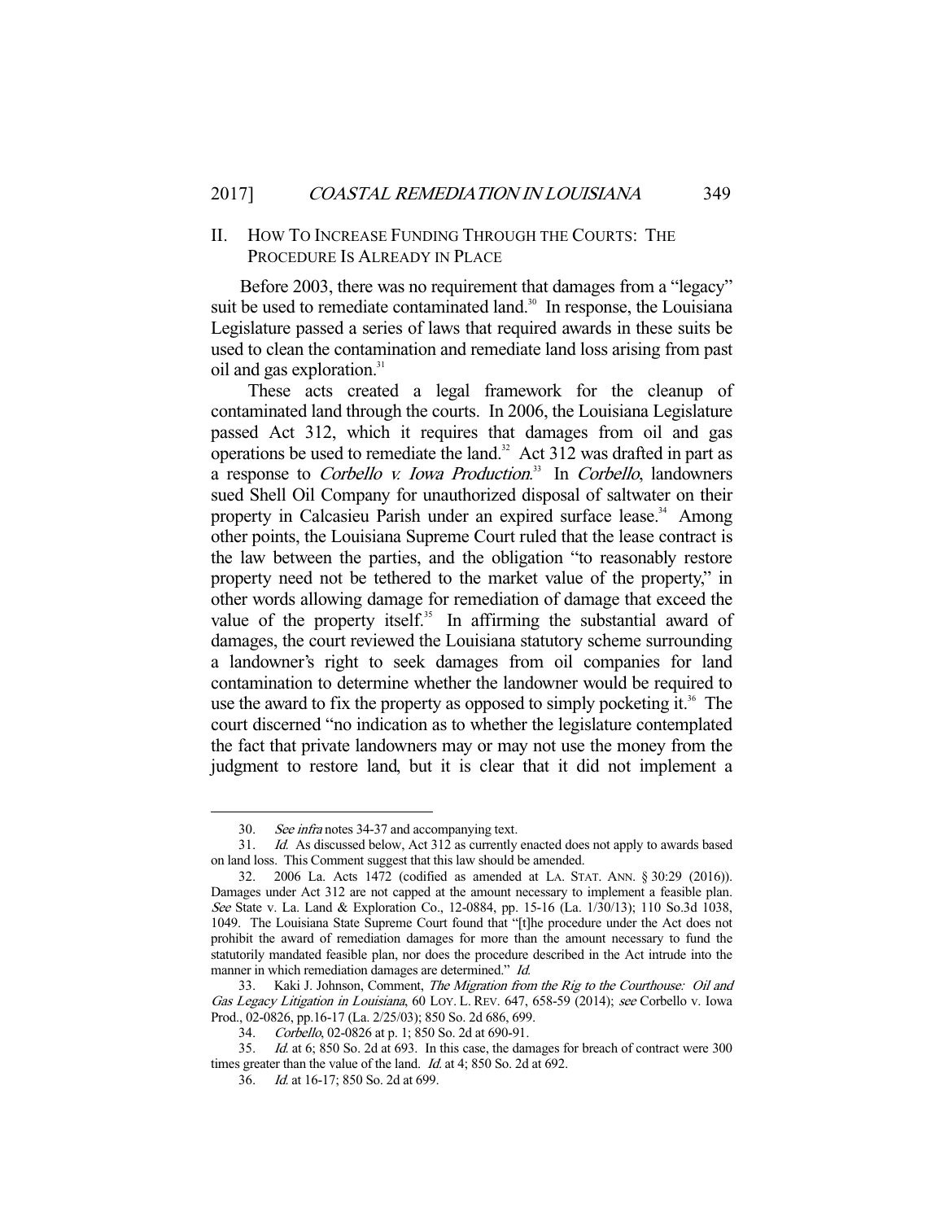## II. HOW TO INCREASE FUNDING THROUGH THE COURTS: THE PROCEDURE IS ALREADY IN PLACE

Before 2003, there was no requirement that damages from a "legacy" suit be used to remediate contaminated land.[30] In response, the Louisiana Legislature passed a series of laws that required awards in these suits be used to clean the contamination and remediate land loss arising from past oil and gas exploration.[31]

These acts created a legal framework for the cleanup of contaminated land through the courts. In 2006, the Louisiana Legislature passed Act 312, which it requires that damages from oil and gas operations be used to remediate the land.[32] Act 312 was drafted in part as a response to *Corbello v. Iowa Production*.[33] In *Corbello*, landowners sued Shell Oil Company for unauthorized disposal of saltwater on their property in Calcasieu Parish under an expired surface lease.[34] Among other points, the Louisiana Supreme Court ruled that the lease contract is the law between the parties, and the obligation "to reasonably restore property need not be tethered to the market value of the property," in other words allowing damage for remediation of damage that exceed the value of the property itself.[35] In affirming the substantial award of damages, the court reviewed the Louisiana statutory scheme surrounding a landowner's right to seek damages from oil companies for land contamination to determine whether the landowner would be required to use the award to fix the property as opposed to simply pocketing it.[36] The court discerned "no indication as to whether the legislature contemplated the fact that private landowners may or may not use the money from the judgment to restore land, but it is clear that it did not implement a

---

30. *See infra* notes 34-37 and accompanying text.

31. *Id.* As discussed below, Act 312 as currently enacted does not apply to awards based on land loss. This Comment suggest that this law should be amended.

32. 2006 La. Acts 1472 (codified as amended at LA. STAT. ANN. § 30:29 (2016)). Damages under Act 312 are not capped at the amount necessary to implement a feasible plan. *See* State v. La. Land & Exploration Co., 12-0884, pp. 15-16 (La. 1/30/13); 110 So.3d 1038, 1049. The Louisiana State Supreme Court found that "[t]he procedure under the Act does not prohibit the award of remediation damages for more than the amount necessary to fund the statutorily mandated feasible plan, nor does the procedure described in the Act intrude into the manner in which remediation damages are determined." *Id.*

33. Kaki J. Johnson, Comment, *The Migration from the Rig to the Courthouse: Oil and Gas Legacy Litigation in Louisiana*, 60 LOY. L. REV. 647, 658-59 (2014); *see* Corbello v. Iowa Prod., 02-0826, pp.16-17 (La. 2/25/03); 850 So. 2d 686, 699.

34. *Corbello*, 02-0826 at p. 1; 850 So. 2d at 690-91.

35. *Id.* at 6; 850 So. 2d at 693. In this case, the damages for breach of contract were 300 times greater than the value of the land. *Id.* at 4; 850 So. 2d at 692.

36. *Id.* at 16-17; 850 So. 2d at 699.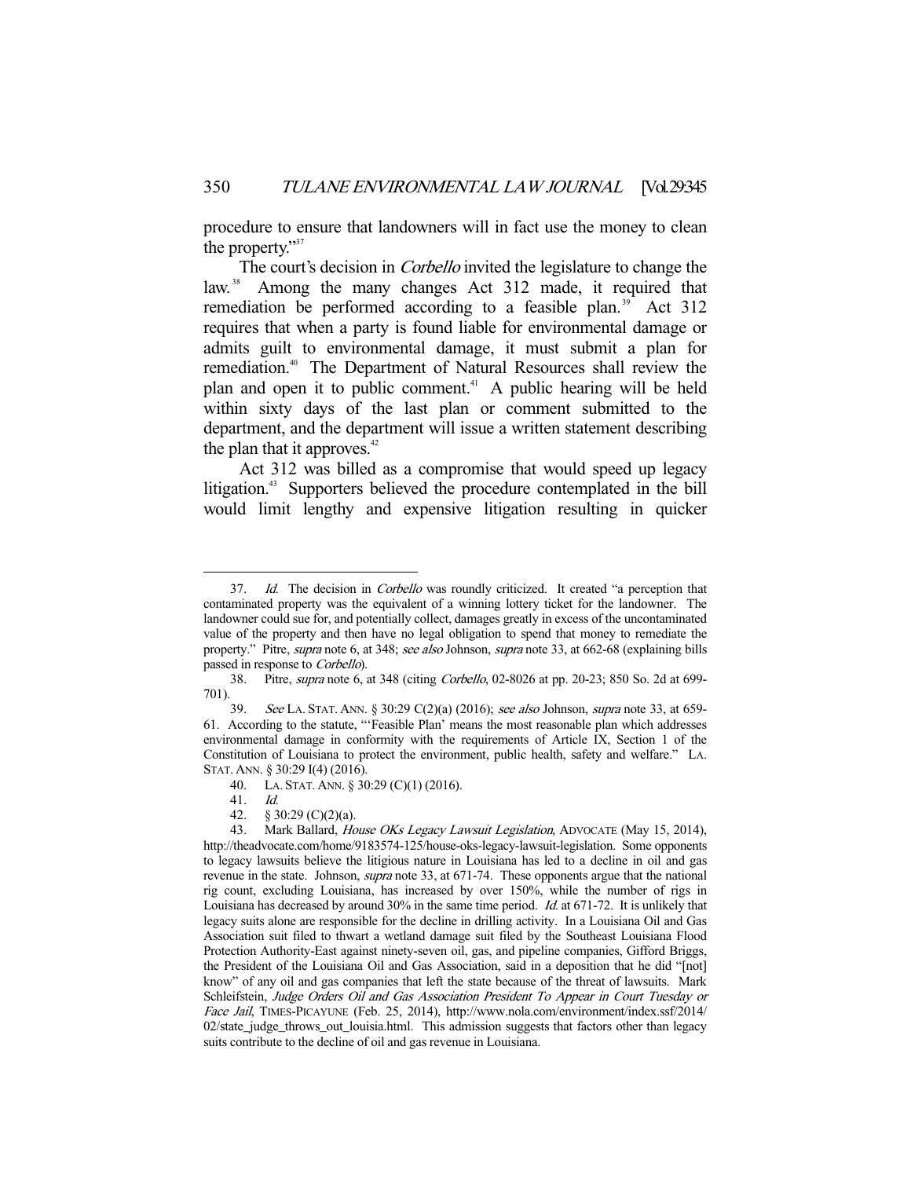procedure to ensure that landowners will in fact use the money to clean the property."[37]

The court's decision in *Corbello* invited the legislature to change the law.[38] Among the many changes Act 312 made, it required that remediation be performed according to a feasible plan.[39] Act 312 requires that when a party is found liable for environmental damage or admits guilt to environmental damage, it must submit a plan for remediation.[40] The Department of Natural Resources shall review the plan and open it to public comment.[41] A public hearing will be held within sixty days of the last plan or comment submitted to the department, and the department will issue a written statement describing the plan that it approves.[42]

Act 312 was billed as a compromise that would speed up legacy litigation.[43] Supporters believed the procedure contemplated in the bill would limit lengthy and expensive litigation resulting in quicker

---

37. *Id.* The decision in *Corbello* was roundly criticized. It created "a perception that contaminated property was the equivalent of a winning lottery ticket for the landowner. The landowner could sue for, and potentially collect, damages greatly in excess of the uncontaminated value of the property and then have no legal obligation to spend that money to remediate the property." Pitre, *supra* note 6, at 348; *see also* Johnson, *supra* note 33, at 662-68 (explaining bills passed in response to *Corbello*).

38. Pitre, *supra* note 6, at 348 (citing *Corbello*, 02-8026 at pp. 20-23; 850 So. 2d at 699-701).

39. *See* LA. STAT. ANN. § 30:29 C(2)(a) (2016); *see also* Johnson, *supra* note 33, at 659-61. According to the statute, "'Feasible Plan' means the most reasonable plan which addresses environmental damage in conformity with the requirements of Article IX, Section 1 of the Constitution of Louisiana to protect the environment, public health, safety and welfare." LA. STAT. ANN. § 30:29 I(4) (2016).

40. LA. STAT. ANN. § 30:29 (C)(1) (2016).

41. *Id.*

42. § 30:29 (C)(2)(a).

43. Mark Ballard, *House OKs Legacy Lawsuit Legislation*, ADVOCATE (May 15, 2014), http://theadvocate.com/home/9183574-125/house-oks-legacy-lawsuit-legislation. Some opponents to legacy lawsuits believe the litigious nature in Louisiana has led to a decline in oil and gas revenue in the state. Johnson, *supra* note 33, at 671-74. These opponents argue that the national rig count, excluding Louisiana, has increased by over 150%, while the number of rigs in Louisiana has decreased by around 30% in the same time period. *Id.* at 671-72. It is unlikely that legacy suits alone are responsible for the decline in drilling activity. In a Louisiana Oil and Gas Association suit filed to thwart a wetland damage suit filed by the Southeast Louisiana Flood Protection Authority-East against ninety-seven oil, gas, and pipeline companies, Gifford Briggs, the President of the Louisiana Oil and Gas Association, said in a deposition that he did "[not] know" of any oil and gas companies that left the state because of the threat of lawsuits. Mark Schleifstein, *Judge Orders Oil and Gas Association President To Appear in Court Tuesday or Face Jail*, TIMES-PICAYUNE (Feb. 25, 2014), http://www.nola.com/environment/index.ssf/2014/02/state_judge_throws_out_louisia.html. This admission suggests that factors other than legacy suits contribute to the decline of oil and gas revenue in Louisiana.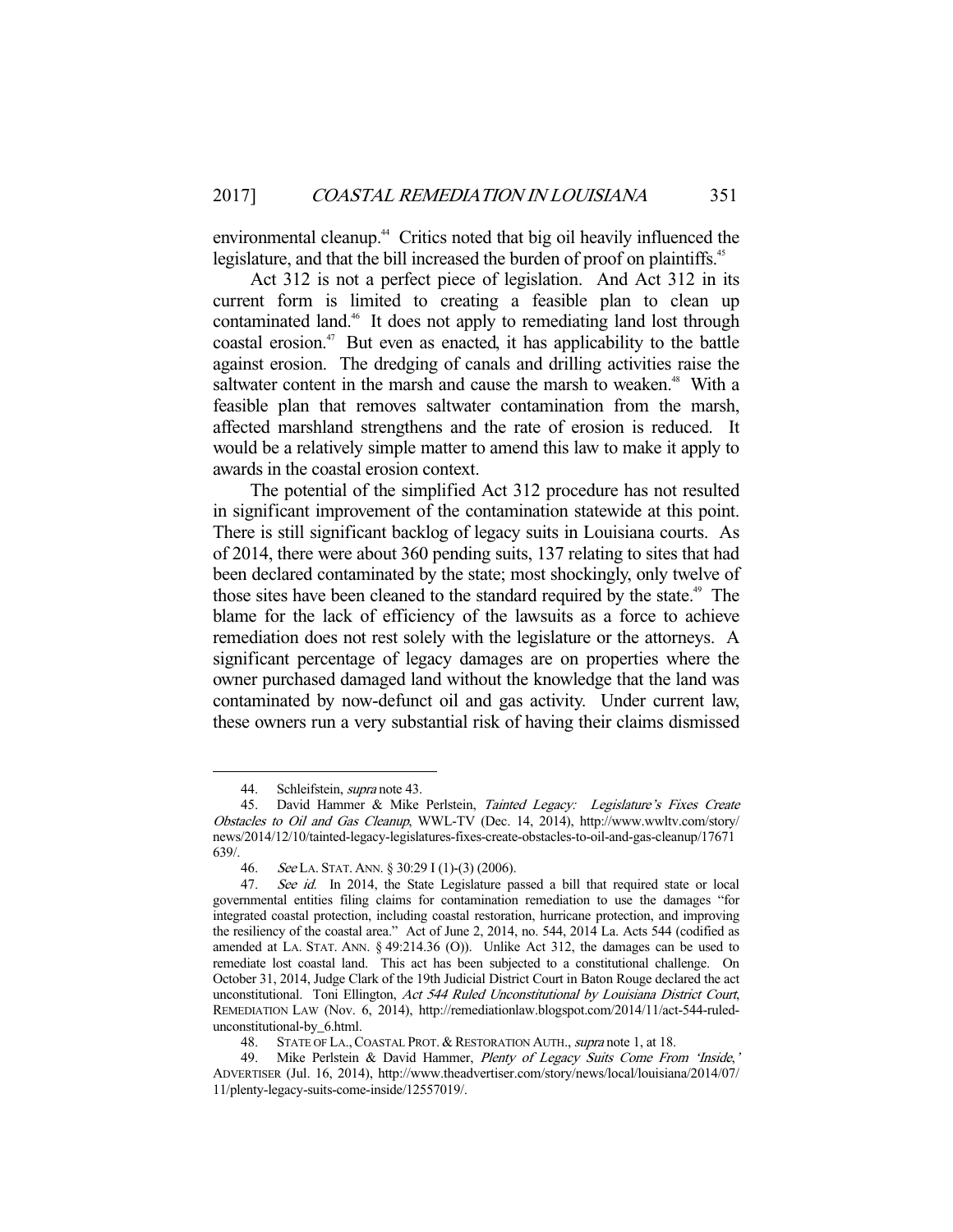environmental cleanup.[44] Critics noted that big oil heavily influenced the legislature, and that the bill increased the burden of proof on plaintiffs.[45]

Act 312 is not a perfect piece of legislation. And Act 312 in its current form is limited to creating a feasible plan to clean up contaminated land.[46] It does not apply to remediating land lost through coastal erosion.[47] But even as enacted, it has applicability to the battle against erosion. The dredging of canals and drilling activities raise the saltwater content in the marsh and cause the marsh to weaken.[48] With a feasible plan that removes saltwater contamination from the marsh, affected marshland strengthens and the rate of erosion is reduced. It would be a relatively simple matter to amend this law to make it apply to awards in the coastal erosion context.

The potential of the simplified Act 312 procedure has not resulted in significant improvement of the contamination statewide at this point. There is still significant backlog of legacy suits in Louisiana courts. As of 2014, there were about 360 pending suits, 137 relating to sites that had been declared contaminated by the state; most shockingly, only twelve of those sites have been cleaned to the standard required by the state.[49] The blame for the lack of efficiency of the lawsuits as a force to achieve remediation does not rest solely with the legislature or the attorneys. A significant percentage of legacy damages are on properties where the owner purchased damaged land without the knowledge that the land was contaminated by now-defunct oil and gas activity. Under current law, these owners run a very substantial risk of having their claims dismissed

---

44. Schleifstein, *supra* note 43.

45. David Hammer & Mike Perlstein, *Tainted Legacy: Legislature's Fixes Create Obstacles to Oil and Gas Cleanup*, WWL-TV (Dec. 14, 2014), http://www.wwltv.com/story/news/2014/12/10/tainted-legacy-legislatures-fixes-create-obstacles-to-oil-and-gas-cleanup/17671639/.

46. *See* LA. STAT. ANN. § 30:29 I (1)-(3) (2006).

47. *See id.* In 2014, the State Legislature passed a bill that required state or local governmental entities filing claims for contamination remediation to use the damages "for integrated coastal protection, including coastal restoration, hurricane protection, and improving the resiliency of the coastal area." Act of June 2, 2014, no. 544, 2014 La. Acts 544 (codified as amended at LA. STAT. ANN. § 49:214.36 (O)). Unlike Act 312, the damages can be used to remediate lost coastal land. This act has been subjected to a constitutional challenge. On October 31, 2014, Judge Clark of the 19th Judicial District Court in Baton Rouge declared the act unconstitutional. Toni Ellington, *Act 544 Ruled Unconstitutional by Louisiana District Court*, REMEDIATION LAW (Nov. 6, 2014), http://remediationlaw.blogspot.com/2014/11/act-544-ruled-unconstitutional-by_6.html.

48. STATE OF LA., COASTAL PROT. & RESTORATION AUTH., *supra* note 1, at 18.

49. Mike Perlstein & David Hammer, *Plenty of Legacy Suits Come From 'Inside,'* ADVERTISER (Jul. 16, 2014), http://www.theadvertiser.com/story/news/local/louisiana/2014/07/11/plenty-legacy-suits-come-inside/12557019/.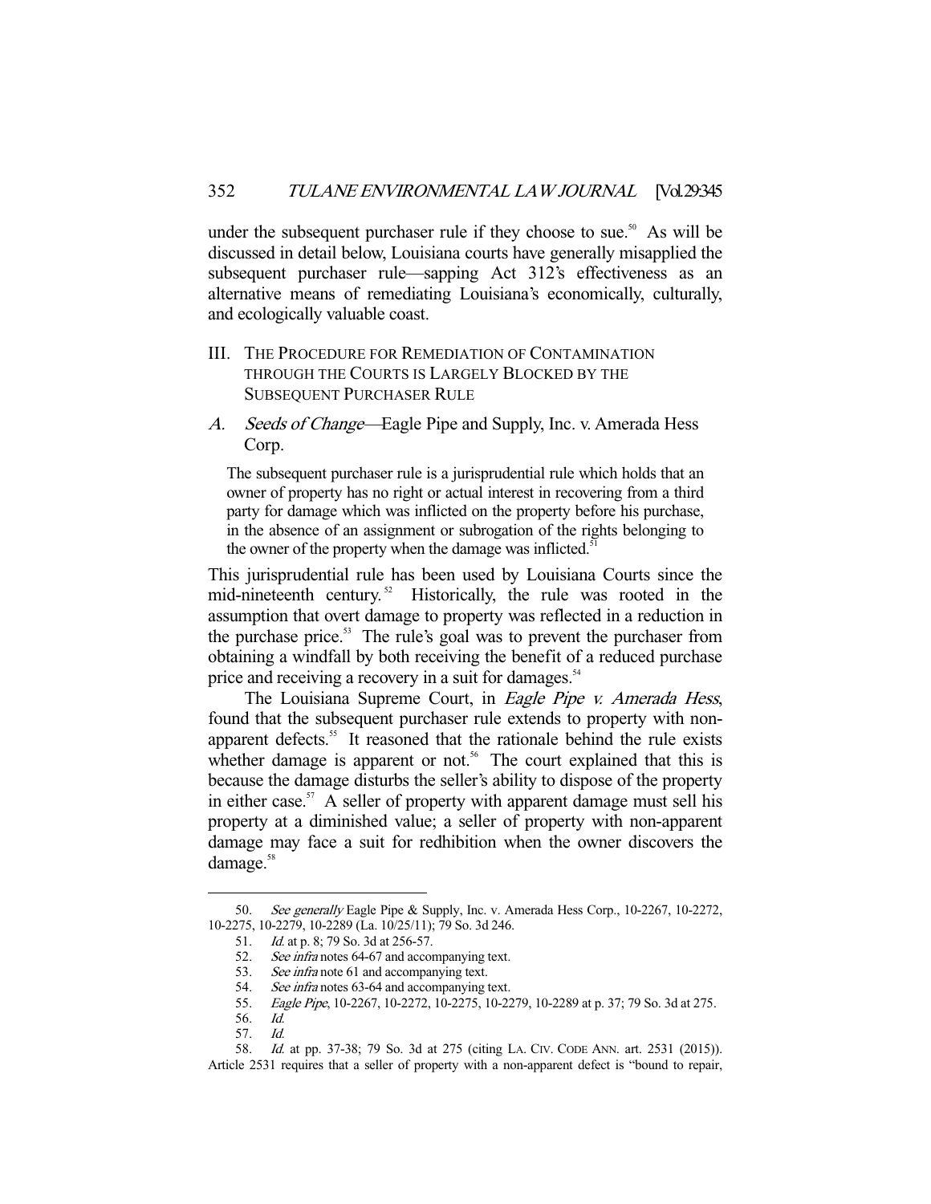under the subsequent purchaser rule if they choose to sue.[50] As will be discussed in detail below, Louisiana courts have generally misapplied the subsequent purchaser rule—sapping Act 312's effectiveness as an alternative means of remediating Louisiana's economically, culturally, and ecologically valuable coast.

## III. The Procedure for Remediation of Contamination through the Courts is Largely Blocked by the Subsequent Purchaser Rule

### A. *Seeds of Change*—Eagle Pipe and Supply, Inc. v. Amerada Hess Corp.

> The subsequent purchaser rule is a jurisprudential rule which holds that an owner of property has no right or actual interest in recovering from a third party for damage which was inflicted on the property before his purchase, in the absence of an assignment or subrogation of the rights belonging to the owner of the property when the damage was inflicted.[51]

This jurisprudential rule has been used by Louisiana Courts since the mid-nineteenth century.[52] Historically, the rule was rooted in the assumption that overt damage to property was reflected in a reduction in the purchase price.[53] The rule's goal was to prevent the purchaser from obtaining a windfall by both receiving the benefit of a reduced purchase price and receiving a recovery in a suit for damages.[54]

The Louisiana Supreme Court, in *Eagle Pipe v. Amerada Hess*, found that the subsequent purchaser rule extends to property with non-apparent defects.[55] It reasoned that the rationale behind the rule exists whether damage is apparent or not.[56] The court explained that this is because the damage disturbs the seller's ability to dispose of the property in either case.[57] A seller of property with apparent damage must sell his property at a diminished value; a seller of property with non-apparent damage may face a suit for redhibition when the owner discovers the damage.[58]

---

50. *See generally* Eagle Pipe & Supply, Inc. v. Amerada Hess Corp., 10-2267, 10-2272, 10-2275, 10-2279, 10-2289 (La. 10/25/11); 79 So. 3d 246.

51. *Id.* at p. 8; 79 So. 3d at 256-57.

52. *See infra* notes 64-67 and accompanying text.

53. *See infra* note 61 and accompanying text.

54. *See infra* notes 63-64 and accompanying text.

55. *Eagle Pipe*, 10-2267, 10-2272, 10-2275, 10-2279, 10-2289 at p. 37; 79 So. 3d at 275.

56. *Id.*

57. *Id.*

58. *Id.* at pp. 37-38; 79 So. 3d at 275 (citing LA. CIV. CODE ANN. art. 2531 (2015)). Article 2531 requires that a seller of property with a non-apparent defect is "bound to repair,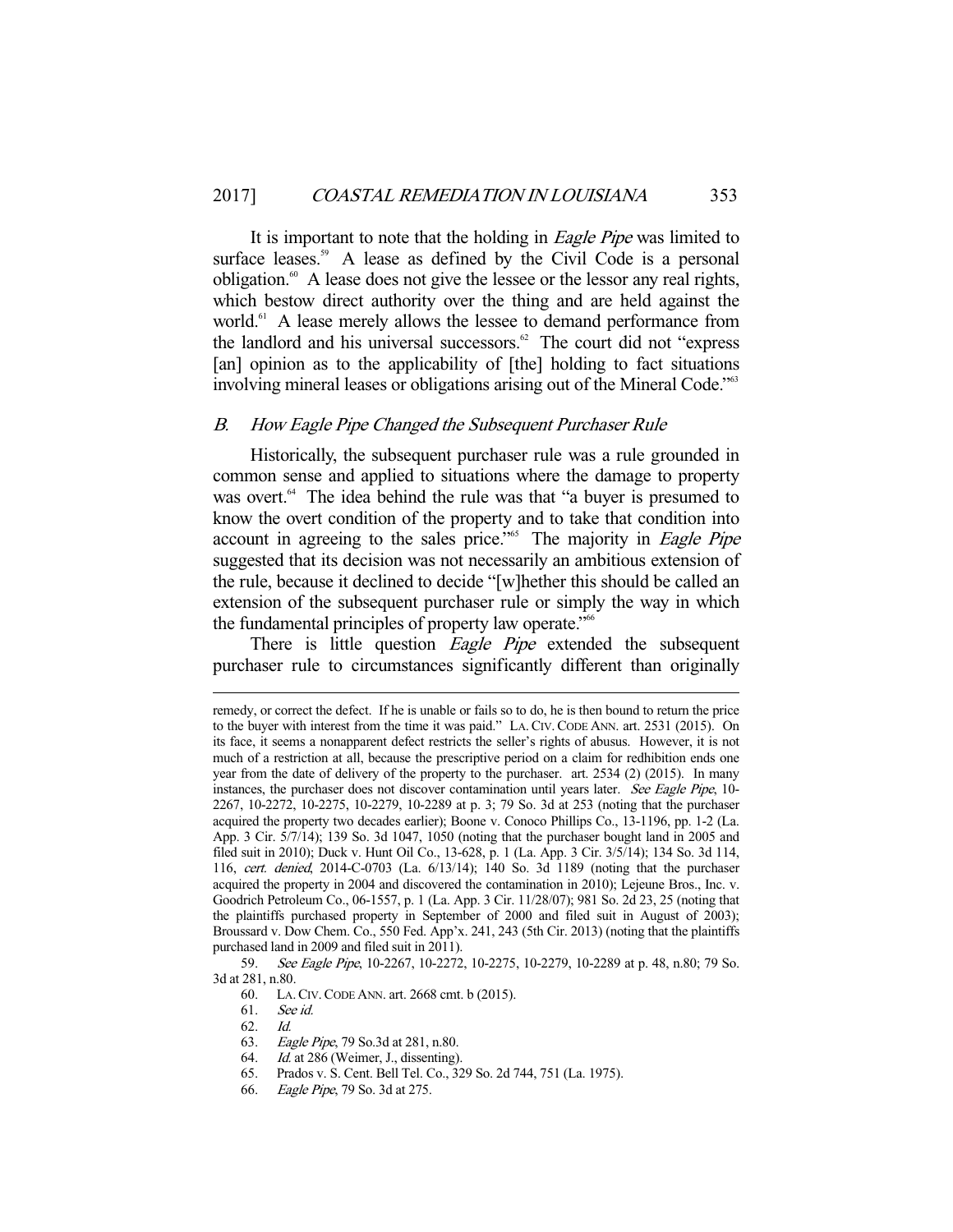It is important to note that the holding in *Eagle Pipe* was limited to surface leases.[59] A lease as defined by the Civil Code is a personal obligation.[60] A lease does not give the lessee or the lessor any real rights, which bestow direct authority over the thing and are held against the world.[61] A lease merely allows the lessee to demand performance from the landlord and his universal successors.[62] The court did not "express [an] opinion as to the applicability of [the] holding to fact situations involving mineral leases or obligations arising out of the Mineral Code."[63]

## B. How Eagle Pipe Changed the Subsequent Purchaser Rule

Historically, the subsequent purchaser rule was a rule grounded in common sense and applied to situations where the damage to property was overt.[64] The idea behind the rule was that "a buyer is presumed to know the overt condition of the property and to take that condition into account in agreeing to the sales price."[65] The majority in *Eagle Pipe* suggested that its decision was not necessarily an ambitious extension of the rule, because it declined to decide "[w]hether this should be called an extension of the subsequent purchaser rule or simply the way in which the fundamental principles of property law operate."[66]

There is little question *Eagle Pipe* extended the subsequent purchaser rule to circumstances significantly different than originally

---

remedy, or correct the defect. If he is unable or fails so to do, he is then bound to return the price to the buyer with interest from the time it was paid." LA. CIV. CODE ANN. art. 2531 (2015). On its face, it seems a nonapparent defect restricts the seller's rights of abusus. However, it is not much of a restriction at all, because the prescriptive period on a claim for redhibition ends one year from the date of delivery of the property to the purchaser. art. 2534 (2) (2015). In many instances, the purchaser does not discover contamination until years later. *See Eagle Pipe*, 10-2267, 10-2272, 10-2275, 10-2279, 10-2289 at p. 3; 79 So. 3d at 253 (noting that the purchaser acquired the property two decades earlier); Boone v. Conoco Phillips Co., 13-1196, pp. 1-2 (La. App. 3 Cir. 5/7/14); 139 So. 3d 1047, 1050 (noting that the purchaser bought land in 2005 and filed suit in 2010); Duck v. Hunt Oil Co., 13-628, p. 1 (La. App. 3 Cir. 3/5/14); 134 So. 3d 114, 116, *cert. denied*, 2014-C-0703 (La. 6/13/14); 140 So. 3d 1189 (noting that the purchaser acquired the property in 2004 and discovered the contamination in 2010); Lejeune Bros., Inc. v. Goodrich Petroleum Co., 06-1557, p. 1 (La. App. 3 Cir. 11/28/07); 981 So. 2d 23, 25 (noting that the plaintiffs purchased property in September of 2000 and filed suit in August of 2003); Broussard v. Dow Chem. Co., 550 Fed. App'x. 241, 243 (5th Cir. 2013) (noting that the plaintiffs purchased land in 2009 and filed suit in 2011).

59. *See Eagle Pipe*, 10-2267, 10-2272, 10-2275, 10-2279, 10-2289 at p. 48, n.80; 79 So. 3d at 281, n.80.

60. LA. CIV. CODE ANN. art. 2668 cmt. b (2015).

61. *See id.*

62. *Id.*

63. *Eagle Pipe*, 79 So.3d at 281, n.80.

64. *Id.* at 286 (Weimer, J., dissenting).

65. Prados v. S. Cent. Bell Tel. Co., 329 So. 2d 744, 751 (La. 1975).

66. *Eagle Pipe*, 79 So. 3d at 275.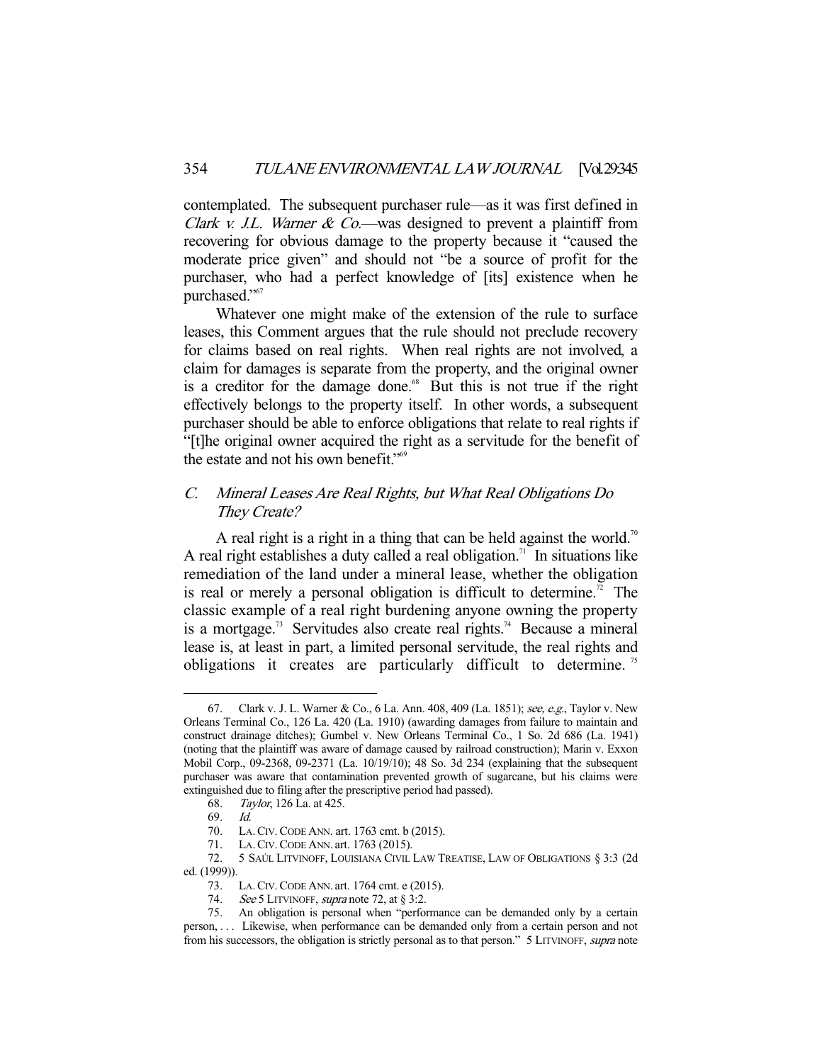contemplated. The subsequent purchaser rule—as it was first defined in *Clark v. J.L. Warner & Co.*—was designed to prevent a plaintiff from recovering for obvious damage to the property because it "caused the moderate price given" and should not "be a source of profit for the purchaser, who had a perfect knowledge of [its] existence when he purchased."[67]

Whatever one might make of the extension of the rule to surface leases, this Comment argues that the rule should not preclude recovery for claims based on real rights. When real rights are not involved, a claim for damages is separate from the property, and the original owner is a creditor for the damage done.[68] But this is not true if the right effectively belongs to the property itself. In other words, a subsequent purchaser should be able to enforce obligations that relate to real rights if "[t]he original owner acquired the right as a servitude for the benefit of the estate and not his own benefit."[69]

### C. *Mineral Leases Are Real Rights, but What Real Obligations Do They Create?*

A real right is a right in a thing that can be held against the world.[70] A real right establishes a duty called a real obligation.[71] In situations like remediation of the land under a mineral lease, whether the obligation is real or merely a personal obligation is difficult to determine.[72] The classic example of a real right burdening anyone owning the property is a mortgage.[73] Servitudes also create real rights.[74] Because a mineral lease is, at least in part, a limited personal servitude, the real rights and obligations it creates are particularly difficult to determine.[75]

---

67. Clark v. J. L. Warner & Co., 6 La. Ann. 408, 409 (La. 1851); *see, e.g.*, Taylor v. New Orleans Terminal Co., 126 La. 420 (La. 1910) (awarding damages from failure to maintain and construct drainage ditches); Gumbel v. New Orleans Terminal Co., 1 So. 2d 686 (La. 1941) (noting that the plaintiff was aware of damage caused by railroad construction); Marin v. Exxon Mobil Corp., 09-2368, 09-2371 (La. 10/19/10); 48 So. 3d 234 (explaining that the subsequent purchaser was aware that contamination prevented growth of sugarcane, but his claims were extinguished due to filing after the prescriptive period had passed).

68. *Taylor*, 126 La. at 425.

69. *Id.*

70. LA. CIV. CODE ANN. art. 1763 cmt. b (2015).

71. LA. CIV. CODE ANN. art. 1763 (2015).

72. 5 SAÚL LITVINOFF, LOUISIANA CIVIL LAW TREATISE, LAW OF OBLIGATIONS § 3:3 (2d ed. (1999)).

73. LA. CIV. CODE ANN. art. 1764 cmt. e (2015).

74. *See* 5 LITVINOFF, *supra* note 72, at § 3:2.

75. An obligation is personal when "performance can be demanded only by a certain person, . . . Likewise, when performance can be demanded only from a certain person and not from his successors, the obligation is strictly personal as to that person." 5 LITVINOFF, *supra* note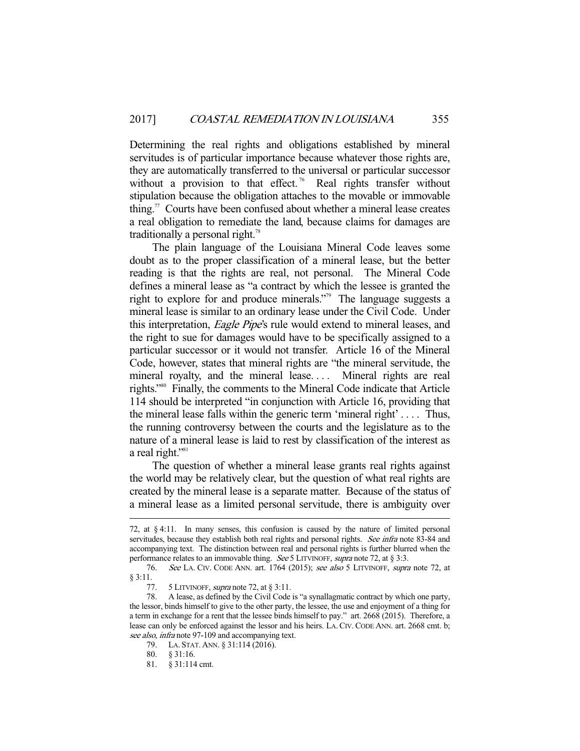Determining the real rights and obligations established by mineral servitudes is of particular importance because whatever those rights are, they are automatically transferred to the universal or particular successor without a provision to that effect.[76] Real rights transfer without stipulation because the obligation attaches to the movable or immovable thing.[77] Courts have been confused about whether a mineral lease creates a real obligation to remediate the land, because claims for damages are traditionally a personal right.[78]

The plain language of the Louisiana Mineral Code leaves some doubt as to the proper classification of a mineral lease, but the better reading is that the rights are real, not personal. The Mineral Code defines a mineral lease as "a contract by which the lessee is granted the right to explore for and produce minerals."[79] The language suggests a mineral lease is similar to an ordinary lease under the Civil Code. Under this interpretation, *Eagle Pipe*'s rule would extend to mineral leases, and the right to sue for damages would have to be specifically assigned to a particular successor or it would not transfer. Article 16 of the Mineral Code, however, states that mineral rights are "the mineral servitude, the mineral royalty, and the mineral lease. . . . Mineral rights are real rights."[80] Finally, the comments to the Mineral Code indicate that Article 114 should be interpreted "in conjunction with Article 16, providing that the mineral lease falls within the generic term 'mineral right' . . . . Thus, the running controversy between the courts and the legislature as to the nature of a mineral lease is laid to rest by classification of the interest as a real right."[81]

The question of whether a mineral lease grants real rights against the world may be relatively clear, but the question of what real rights are created by the mineral lease is a separate matter. Because of the status of a mineral lease as a limited personal servitude, there is ambiguity over

---

72, at § 4:11. In many senses, this confusion is caused by the nature of limited personal servitudes, because they establish both real rights and personal rights. *See infra* note 83-84 and accompanying text. The distinction between real and personal rights is further blurred when the performance relates to an immovable thing. *See* 5 LITVINOFF, *supra* note 72, at § 3:3.

76. *See* LA. CIV. CODE ANN. art. 1764 (2015); *see also* 5 LITVINOFF, *supra* note 72, at § 3:11.

77. 5 LITVINOFF, *supra* note 72, at § 3:11.

78. A lease, as defined by the Civil Code is "a synallagmatic contract by which one party, the lessor, binds himself to give to the other party, the lessee, the use and enjoyment of a thing for a term in exchange for a rent that the lessee binds himself to pay." art. 2668 (2015). Therefore, a lease can only be enforced against the lessor and his heirs. LA. CIV. CODE ANN. art. 2668 cmt. b; *see also*, *infra* note 97-109 and accompanying text.

79. LA. STAT. ANN. § 31:114 (2016).

80. § 31:16.

81. § 31:114 cmt.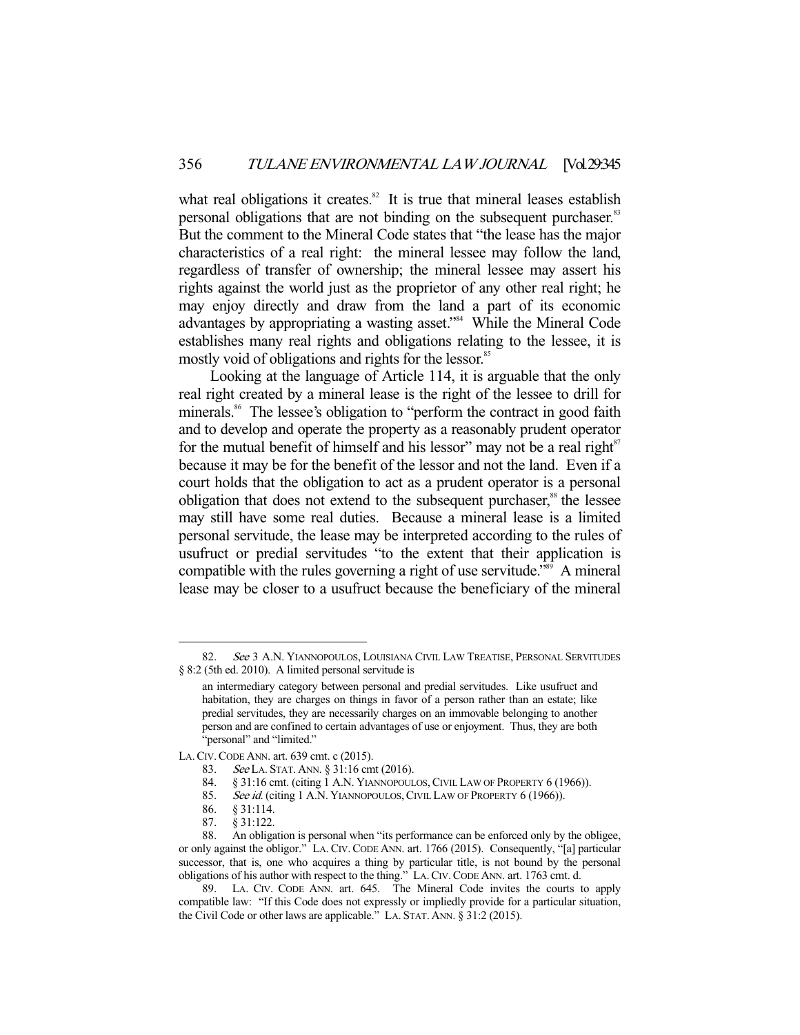what real obligations it creates.[82] It is true that mineral leases establish personal obligations that are not binding on the subsequent purchaser.[83] But the comment to the Mineral Code states that "the lease has the major characteristics of a real right: the mineral lessee may follow the land, regardless of transfer of ownership; the mineral lessee may assert his rights against the world just as the proprietor of any other real right; he may enjoy directly and draw from the land a part of its economic advantages by appropriating a wasting asset."[84] While the Mineral Code establishes many real rights and obligations relating to the lessee, it is mostly void of obligations and rights for the lessor.[85]

Looking at the language of Article 114, it is arguable that the only real right created by a mineral lease is the right of the lessee to drill for minerals.[86] The lessee's obligation to "perform the contract in good faith and to develop and operate the property as a reasonably prudent operator for the mutual benefit of himself and his lessor" may not be a real right[87] because it may be for the benefit of the lessor and not the land. Even if a court holds that the obligation to act as a prudent operator is a personal obligation that does not extend to the subsequent purchaser,[88] the lessee may still have some real duties. Because a mineral lease is a limited personal servitude, the lease may be interpreted according to the rules of usufruct or predial servitudes "to the extent that their application is compatible with the rules governing a right of use servitude."[89] A mineral lease may be closer to a usufruct because the beneficiary of the mineral

---

82. *See* 3 A.N. YIANNOPOULOS, LOUISIANA CIVIL LAW TREATISE, PERSONAL SERVITUDES § 8:2 (5th ed. 2010). A limited personal servitude is

> an intermediary category between personal and predial servitudes. Like usufruct and habitation, they are charges on things in favor of a person rather than an estate; like predial servitudes, they are necessarily charges on an immovable belonging to another person and are confined to certain advantages of use or enjoyment. Thus, they are both "personal" and "limited."

LA. CIV. CODE ANN. art. 639 cmt. c (2015).

83. *See* LA. STAT. ANN. § 31:16 cmt (2016).

84. § 31:16 cmt. (citing 1 A.N. YIANNOPOULOS, CIVIL LAW OF PROPERTY 6 (1966)).

85. *See id.* (citing 1 A.N. YIANNOPOULOS, CIVIL LAW OF PROPERTY 6 (1966)).

86. § 31:114.

87. § 31:122.

88. An obligation is personal when "its performance can be enforced only by the obligee, or only against the obligor." LA. CIV. CODE ANN. art. 1766 (2015). Consequently, "[a] particular successor, that is, one who acquires a thing by particular title, is not bound by the personal obligations of his author with respect to the thing." LA. CIV. CODE ANN. art. 1763 cmt. d.

89. LA. CIV. CODE ANN. art. 645. The Mineral Code invites the courts to apply compatible law: "If this Code does not expressly or impliedly provide for a particular situation, the Civil Code or other laws are applicable." LA. STAT. ANN. § 31:2 (2015).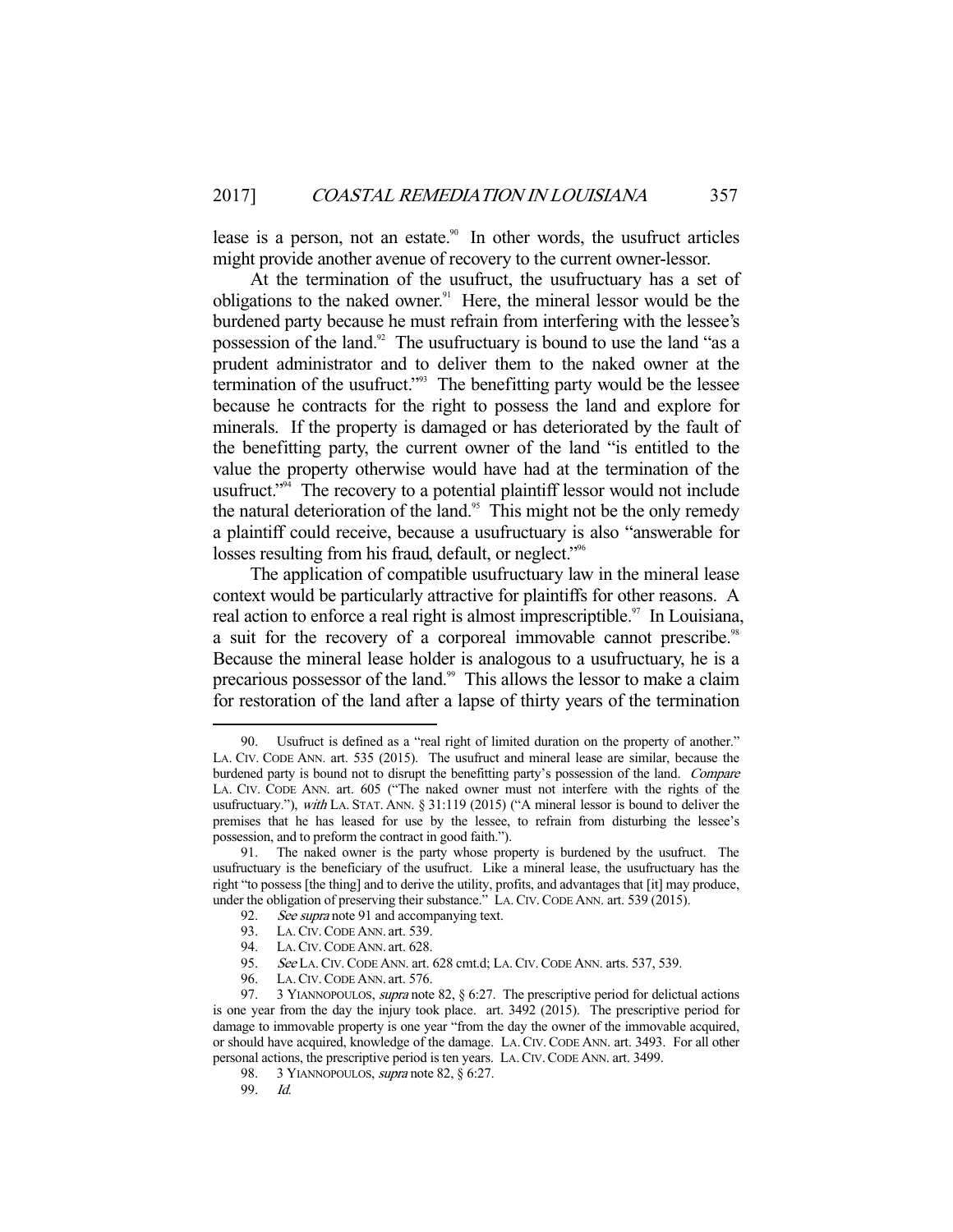lease is a person, not an estate.[90] In other words, the usufruct articles might provide another avenue of recovery to the current owner-lessor.

At the termination of the usufruct, the usufructuary has a set of obligations to the naked owner.[91] Here, the mineral lessor would be the burdened party because he must refrain from interfering with the lessee's possession of the land.[92] The usufructuary is bound to use the land "as a prudent administrator and to deliver them to the naked owner at the termination of the usufruct."[93] The benefitting party would be the lessee because he contracts for the right to possess the land and explore for minerals. If the property is damaged or has deteriorated by the fault of the benefitting party, the current owner of the land "is entitled to the value the property otherwise would have had at the termination of the usufruct."[94] The recovery to a potential plaintiff lessor would not include the natural deterioration of the land.[95] This might not be the only remedy a plaintiff could receive, because a usufructuary is also "answerable for losses resulting from his fraud, default, or neglect."[96]

The application of compatible usufructuary law in the mineral lease context would be particularly attractive for plaintiffs for other reasons. A real action to enforce a real right is almost imprescriptible.[97] In Louisiana, a suit for the recovery of a corporeal immovable cannot prescribe.[98] Because the mineral lease holder is analogous to a usufructuary, he is a precarious possessor of the land.[99] This allows the lessor to make a claim for restoration of the land after a lapse of thirty years of the termination

---

90. Usufruct is defined as a "real right of limited duration on the property of another." LA. CIV. CODE ANN. art. 535 (2015). The usufruct and mineral lease are similar, because the burdened party is bound not to disrupt the benefitting party's possession of the land. *Compare* LA. CIV. CODE ANN. art. 605 ("The naked owner must not interfere with the rights of the usufructuary."), *with* LA. STAT. ANN. § 31:119 (2015) ("A mineral lessor is bound to deliver the premises that he has leased for use by the lessee, to refrain from disturbing the lessee's possession, and to preform the contract in good faith.").

91. The naked owner is the party whose property is burdened by the usufruct. The usufructuary is the beneficiary of the usufruct. Like a mineral lease, the usufructuary has the right "to possess [the thing] and to derive the utility, profits, and advantages that [it] may produce, under the obligation of preserving their substance." LA. CIV. CODE ANN. art. 539 (2015).

92. *See supra* note 91 and accompanying text.

93. LA. CIV. CODE ANN. art. 539.

94. LA. CIV. CODE ANN. art. 628.

95. *See* LA. CIV. CODE ANN. art. 628 cmt.d; LA. CIV. CODE ANN. arts. 537, 539.

96. LA. CIV. CODE ANN. art. 576.

97. 3 YIANNOPOULOS, *supra* note 82, § 6:27. The prescriptive period for delictual actions is one year from the day the injury took place. art. 3492 (2015). The prescriptive period for damage to immovable property is one year "from the day the owner of the immovable acquired, or should have acquired, knowledge of the damage. LA. CIV. CODE ANN. art. 3493. For all other personal actions, the prescriptive period is ten years. LA. CIV. CODE ANN. art. 3499.

98. 3 YIANNOPOULOS, *supra* note 82, § 6:27.

99. *Id.*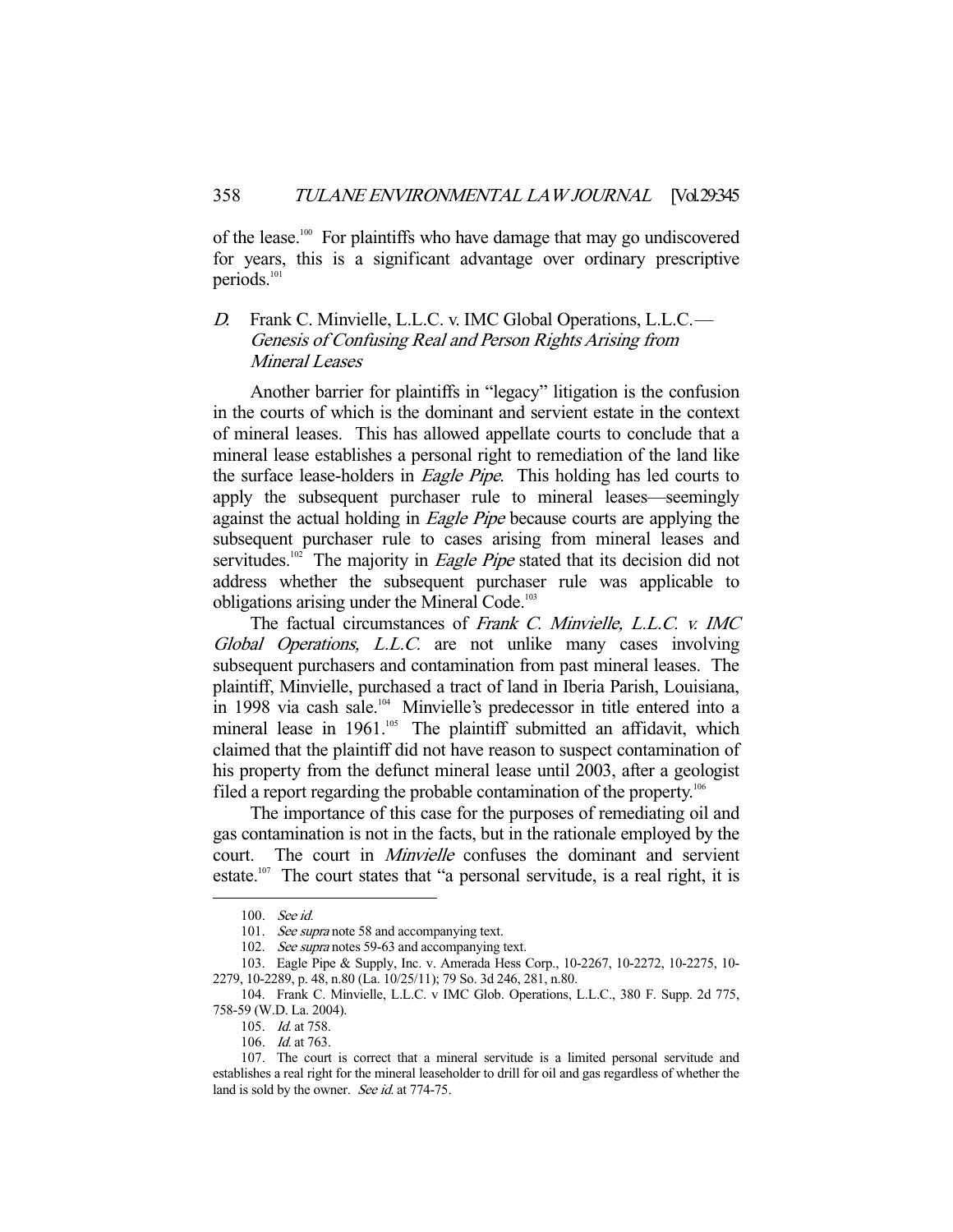of the lease.[100] For plaintiffs who have damage that may go undiscovered for years, this is a significant advantage over ordinary prescriptive periods.[101]

### *D.* Frank C. Minvielle, L.L.C. v. IMC Global Operations, L.L.C.—*Genesis of Confusing Real and Person Rights Arising from Mineral Leases*

Another barrier for plaintiffs in "legacy" litigation is the confusion in the courts of which is the dominant and servient estate in the context of mineral leases. This has allowed appellate courts to conclude that a mineral lease establishes a personal right to remediation of the land like the surface lease-holders in *Eagle Pipe*. This holding has led courts to apply the subsequent purchaser rule to mineral leases—seemingly against the actual holding in *Eagle Pipe* because courts are applying the subsequent purchaser rule to cases arising from mineral leases and servitudes.[102] The majority in *Eagle Pipe* stated that its decision did not address whether the subsequent purchaser rule was applicable to obligations arising under the Mineral Code.[103]

The factual circumstances of *Frank C. Minvielle, L.L.C. v. IMC Global Operations, L.L.C.* are not unlike many cases involving subsequent purchasers and contamination from past mineral leases. The plaintiff, Minvielle, purchased a tract of land in Iberia Parish, Louisiana, in 1998 via cash sale.[104] Minvielle's predecessor in title entered into a mineral lease in 1961.[105] The plaintiff submitted an affidavit, which claimed that the plaintiff did not have reason to suspect contamination of his property from the defunct mineral lease until 2003, after a geologist filed a report regarding the probable contamination of the property.[106]

The importance of this case for the purposes of remediating oil and gas contamination is not in the facts, but in the rationale employed by the court. The court in *Minvielle* confuses the dominant and servient estate.[107] The court states that "a personal servitude, is a real right, it is

---

100. *See id.*

101. *See supra* note 58 and accompanying text.

102. *See supra* notes 59-63 and accompanying text.

103. Eagle Pipe & Supply, Inc. v. Amerada Hess Corp., 10-2267, 10-2272, 10-2275, 10-2279, 10-2289, p. 48, n.80 (La. 10/25/11); 79 So. 3d 246, 281, n.80.

104. Frank C. Minvielle, L.L.C. v IMC Glob. Operations, L.L.C., 380 F. Supp. 2d 775, 758-59 (W.D. La. 2004).

105. *Id.* at 758.

106. *Id.* at 763.

107. The court is correct that a mineral servitude is a limited personal servitude and establishes a real right for the mineral leaseholder to drill for oil and gas regardless of whether the land is sold by the owner. *See id.* at 774-75.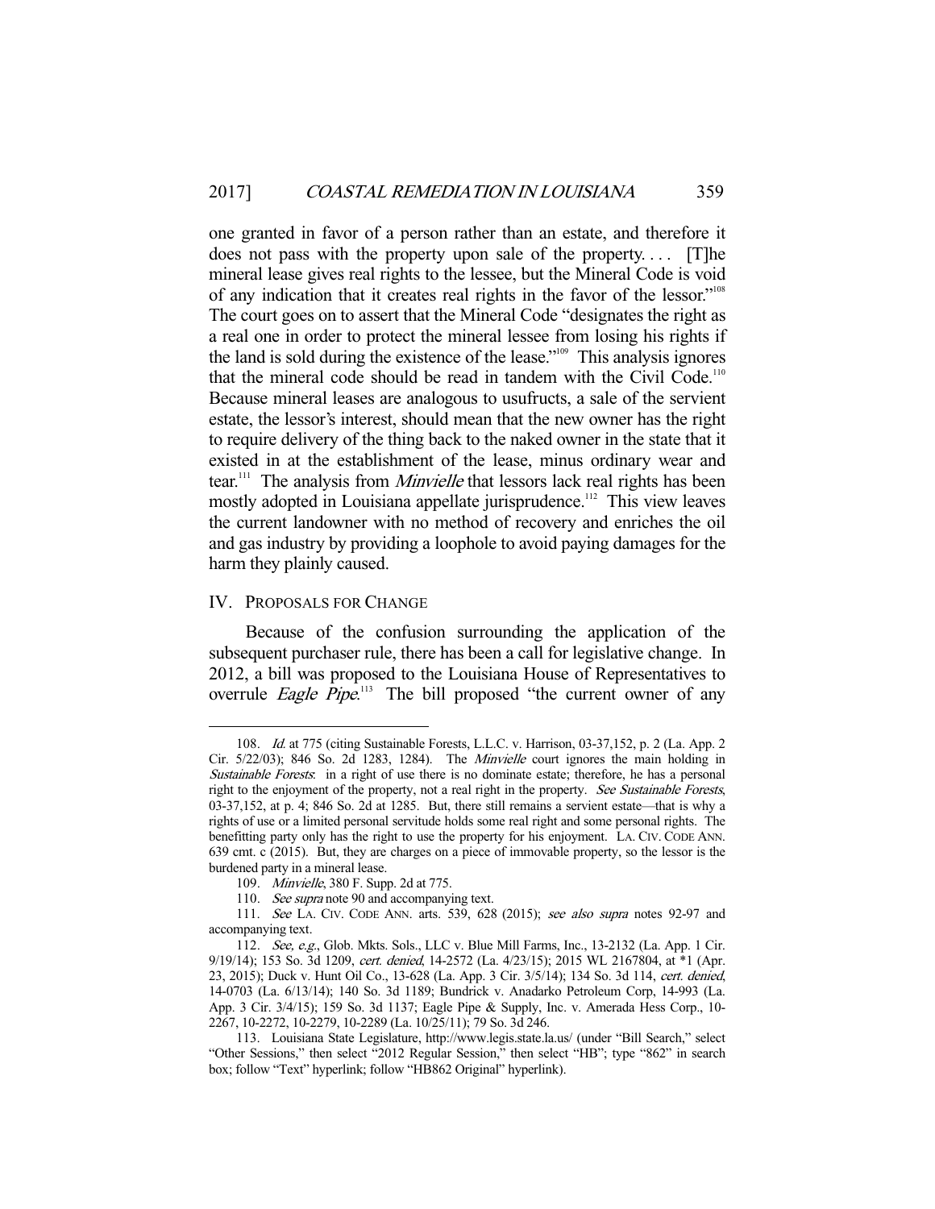one granted in favor of a person rather than an estate, and therefore it does not pass with the property upon sale of the property. . . . [T]he mineral lease gives real rights to the lessee, but the Mineral Code is void of any indication that it creates real rights in the favor of the lessor."[108] The court goes on to assert that the Mineral Code "designates the right as a real one in order to protect the mineral lessee from losing his rights if the land is sold during the existence of the lease."[109] This analysis ignores that the mineral code should be read in tandem with the Civil Code.[110] Because mineral leases are analogous to usufructs, a sale of the servient estate, the lessor's interest, should mean that the new owner has the right to require delivery of the thing back to the naked owner in the state that it existed in at the establishment of the lease, minus ordinary wear and tear.[111] The analysis from *Minvielle* that lessors lack real rights has been mostly adopted in Louisiana appellate jurisprudence.[112] This view leaves the current landowner with no method of recovery and enriches the oil and gas industry by providing a loophole to avoid paying damages for the harm they plainly caused.

## IV. PROPOSALS FOR CHANGE

Because of the confusion surrounding the application of the subsequent purchaser rule, there has been a call for legislative change. In 2012, a bill was proposed to the Louisiana House of Representatives to overrule *Eagle Pipe*.[113] The bill proposed "the current owner of any

---

108. *Id.* at 775 (citing Sustainable Forests, L.L.C. v. Harrison, 03-37,152, p. 2 (La. App. 2 Cir. 5/22/03); 846 So. 2d 1283, 1284). The *Minvielle* court ignores the main holding in *Sustainable Forests*: in a right of use there is no dominate estate; therefore, he has a personal right to the enjoyment of the property, not a real right in the property. *See Sustainable Forests*, 03-37,152, at p. 4; 846 So. 2d at 1285. But, there still remains a servient estate—that is why a rights of use or a limited personal servitude holds some real right and some personal rights. The benefitting party only has the right to use the property for his enjoyment. LA. CIV. CODE ANN. 639 cmt. c (2015). But, they are charges on a piece of immovable property, so the lessor is the burdened party in a mineral lease.

109. *Minvielle*, 380 F. Supp. 2d at 775.

110. *See supra* note 90 and accompanying text.

111. *See* LA. CIV. CODE ANN. arts. 539, 628 (2015); *see also supra* notes 92-97 and accompanying text.

112. *See, e.g.*, Glob. Mkts. Sols., LLC v. Blue Mill Farms, Inc., 13-2132 (La. App. 1 Cir. 9/19/14); 153 So. 3d 1209, *cert. denied*, 14-2572 (La. 4/23/15); 2015 WL 2167804, at *1 (Apr. 23, 2015); Duck v. Hunt Oil Co., 13-628 (La. App. 3 Cir. 3/5/14); 134 So. 3d 114, *cert. denied*, 14-0703 (La. 6/13/14); 140 So. 3d 1189; Bundrick v. Anadarko Petroleum Corp, 14-993 (La. App. 3 Cir. 3/4/15); 159 So. 3d 1137; Eagle Pipe & Supply, Inc. v. Amerada Hess Corp., 10-2267, 10-2272, 10-2279, 10-2289 (La. 10/25/11); 79 So. 3d 246.

113. Louisiana State Legislature, http://www.legis.state.la.us/ (under "Bill Search," select "Other Sessions," then select "2012 Regular Session," then select "HB"; type "862" in search box; follow "Text" hyperlink; follow "HB862 Original" hyperlink).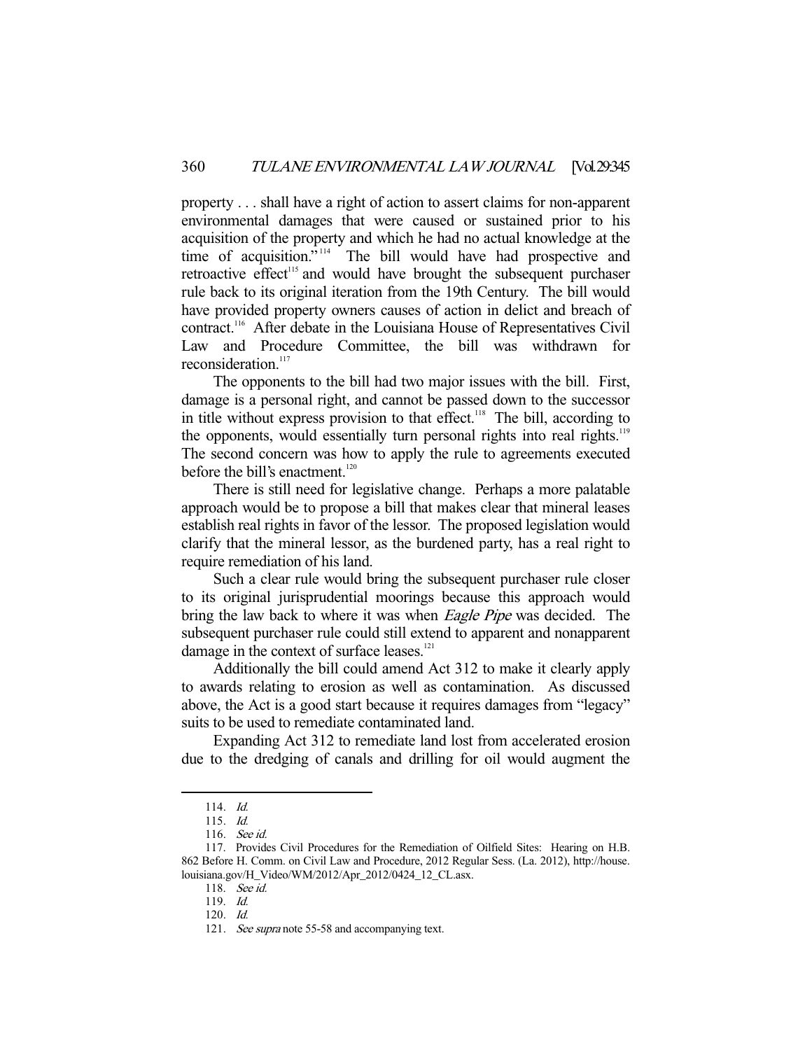property . . . shall have a right of action to assert claims for non-apparent environmental damages that were caused or sustained prior to his acquisition of the property and which he had no actual knowledge at the time of acquisition."[114] The bill would have had prospective and retroactive effect[115] and would have brought the subsequent purchaser rule back to its original iteration from the 19th Century. The bill would have provided property owners causes of action in delict and breach of contract.[116] After debate in the Louisiana House of Representatives Civil Law and Procedure Committee, the bill was withdrawn for reconsideration.[117]

The opponents to the bill had two major issues with the bill. First, damage is a personal right, and cannot be passed down to the successor in title without express provision to that effect.[118] The bill, according to the opponents, would essentially turn personal rights into real rights.[119] The second concern was how to apply the rule to agreements executed before the bill's enactment.[120]

There is still need for legislative change. Perhaps a more palatable approach would be to propose a bill that makes clear that mineral leases establish real rights in favor of the lessor. The proposed legislation would clarify that the mineral lessor, as the burdened party, has a real right to require remediation of his land.

Such a clear rule would bring the subsequent purchaser rule closer to its original jurisprudential moorings because this approach would bring the law back to where it was when *Eagle Pipe* was decided. The subsequent purchaser rule could still extend to apparent and nonapparent damage in the context of surface leases.[121]

Additionally the bill could amend Act 312 to make it clearly apply to awards relating to erosion as well as contamination. As discussed above, the Act is a good start because it requires damages from "legacy" suits to be used to remediate contaminated land.

Expanding Act 312 to remediate land lost from accelerated erosion due to the dredging of canals and drilling for oil would augment the

---

114. *Id.*

115. *Id.*

116. *See id.*

117. Provides Civil Procedures for the Remediation of Oilfield Sites: Hearing on H.B. 862 Before H. Comm. on Civil Law and Procedure, 2012 Regular Sess. (La. 2012), http://house.louisiana.gov/H_Video/WM/2012/Apr_2012/0424_12_CL.asx.

118. *See id.*

119. *Id.*

120. *Id.*

121. *See supra* note 55-58 and accompanying text.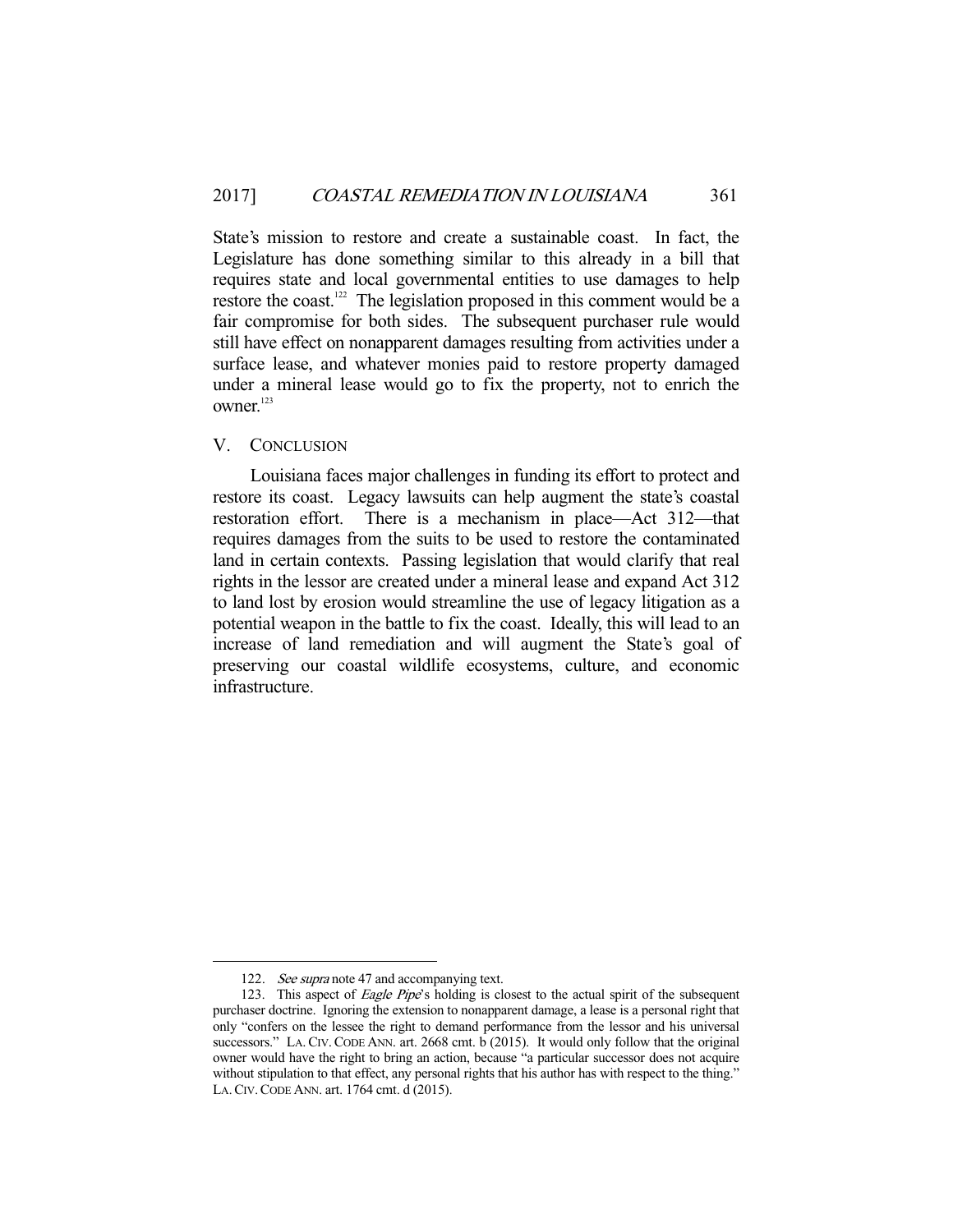State's mission to restore and create a sustainable coast. In fact, the Legislature has done something similar to this already in a bill that requires state and local governmental entities to use damages to help restore the coast.[122] The legislation proposed in this comment would be a fair compromise for both sides. The subsequent purchaser rule would still have effect on nonapparent damages resulting from activities under a surface lease, and whatever monies paid to restore property damaged under a mineral lease would go to fix the property, not to enrich the owner.[123]

## V. CONCLUSION

Louisiana faces major challenges in funding its effort to protect and restore its coast. Legacy lawsuits can help augment the state's coastal restoration effort. There is a mechanism in place—Act 312—that requires damages from the suits to be used to restore the contaminated land in certain contexts. Passing legislation that would clarify that real rights in the lessor are created under a mineral lease and expand Act 312 to land lost by erosion would streamline the use of legacy litigation as a potential weapon in the battle to fix the coast. Ideally, this will lead to an increase of land remediation and will augment the State's goal of preserving our coastal wildlife ecosystems, culture, and economic infrastructure.

---

122. *See supra* note 47 and accompanying text.

123. This aspect of *Eagle Pipe*'s holding is closest to the actual spirit of the subsequent purchaser doctrine. Ignoring the extension to nonapparent damage, a lease is a personal right that only "confers on the lessee the right to demand performance from the lessor and his universal successors." LA. CIV. CODE ANN. art. 2668 cmt. b (2015). It would only follow that the original owner would have the right to bring an action, because "a particular successor does not acquire without stipulation to that effect, any personal rights that his author has with respect to the thing." LA. CIV. CODE ANN. art. 1764 cmt. d (2015).